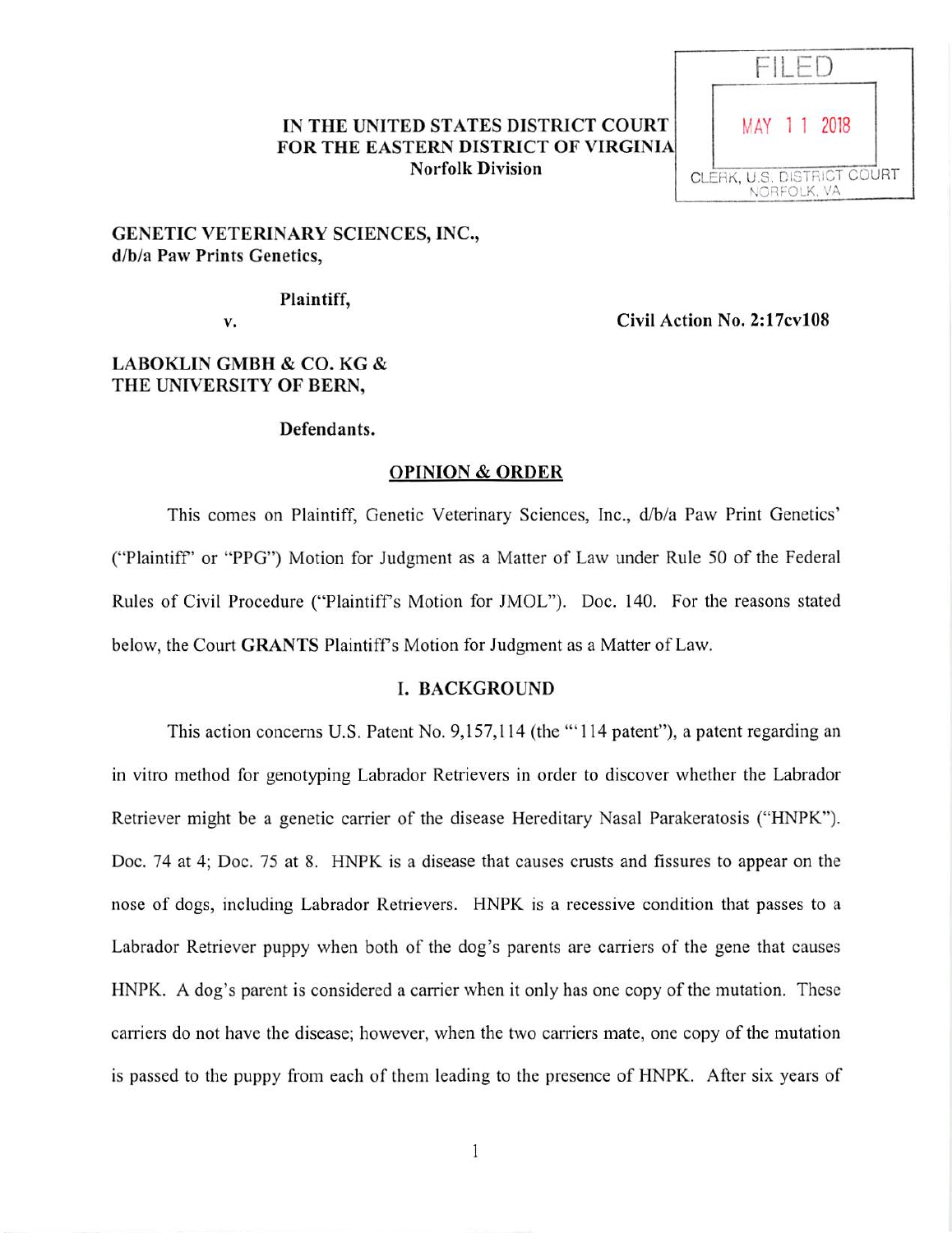FILED

MAY 11 2018

CLERK, U.S. DISTRICT COURT
NORFOLK, VA

**IN THE UNITED STATES DISTRICT COURT**
**FOR THE EASTERN DISTRICT OF VIRGINIA**
**Norfolk Division**

**GENETIC VETERINARY SCIENCES, INC.,**
**d/b/a Paw Prints Genetics,**

**Plaintiff,**

**v.** **Civil Action No. 2:17cv108**

**LABOKLIN GMBH & CO. KG &**
**THE UNIVERSITY OF BERN,**

**Defendants.**

**OPINION & ORDER**

This comes on Plaintiff, Genetic Veterinary Sciences, Inc., d/b/a Paw Print Genetics' ("Plaintiff" or "PPG") Motion for Judgment as a Matter of Law under Rule 50 of the Federal Rules of Civil Procedure ("Plaintiff's Motion for JMOL"). Doc. 140. For the reasons stated below, the Court **GRANTS** Plaintiff's Motion for Judgment as a Matter of Law.

## I. BACKGROUND

This action concerns U.S. Patent No. 9,157,114 (the "'114 patent"), a patent regarding an in vitro method for genotyping Labrador Retrievers in order to discover whether the Labrador Retriever might be a genetic carrier of the disease Hereditary Nasal Parakeratosis ("HNPK"). Doc. 74 at 4; Doc. 75 at 8. HNPK is a disease that causes crusts and fissures to appear on the nose of dogs, including Labrador Retrievers. HNPK is a recessive condition that passes to a Labrador Retriever puppy when both of the dog's parents are carriers of the gene that causes HNPK. A dog's parent is considered a carrier when it only has one copy of the mutation. These carriers do not have the disease; however, when the two carriers mate, one copy of the mutation is passed to the puppy from each of them leading to the presence of HNPK. After six years of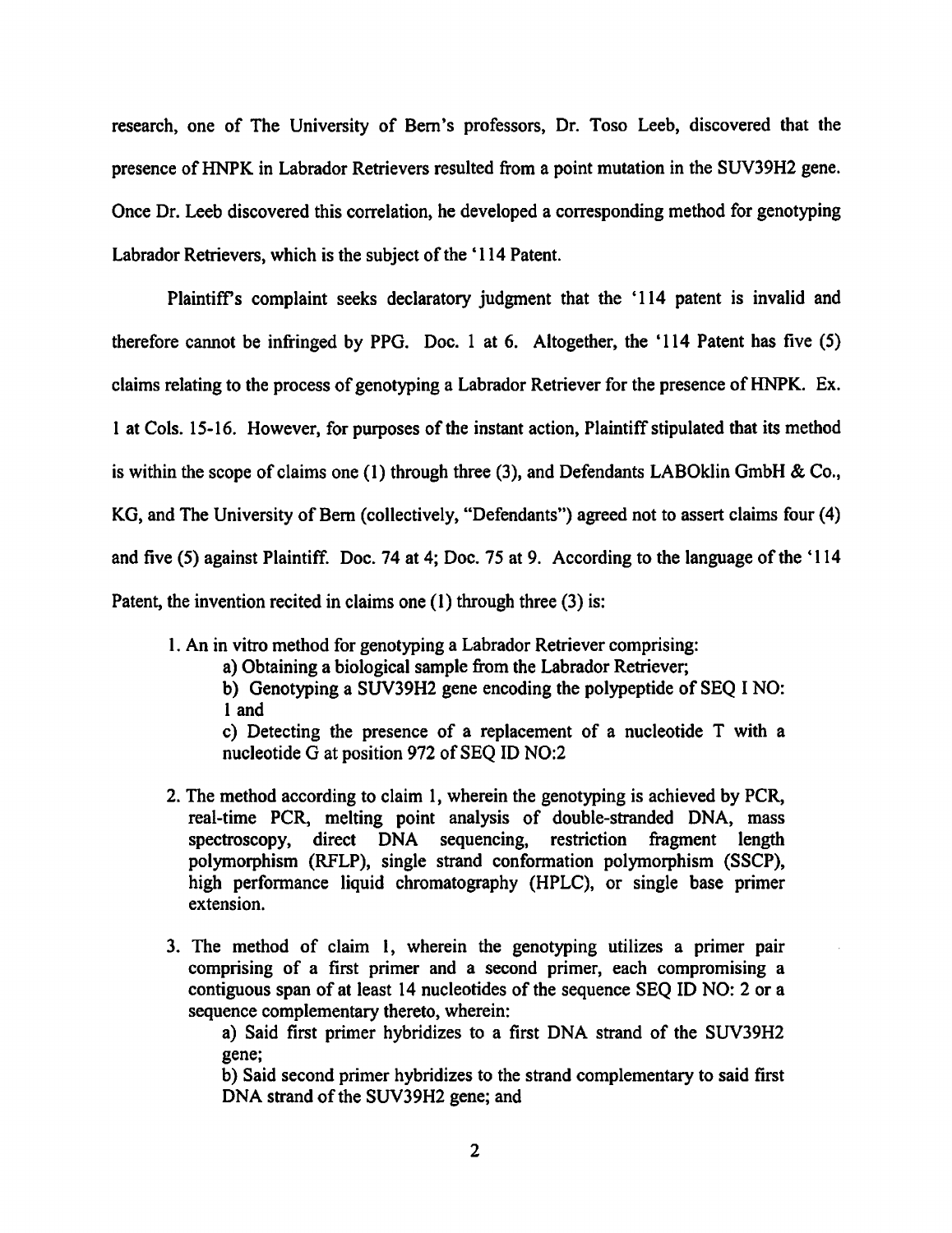research, one of The University of Bern's professors, Dr. Toso Leeb, discovered that the presence of HNPK in Labrador Retrievers resulted from a point mutation in the SUV39H2 gene. Once Dr. Leeb discovered this correlation, he developed a corresponding method for genotyping Labrador Retrievers, which is the subject of the '114 Patent.

Plaintiff's complaint seeks declaratory judgment that the '114 patent is invalid and therefore cannot be infringed by PPG. Doc. 1 at 6. Altogether, the '114 Patent has five (5) claims relating to the process of genotyping a Labrador Retriever for the presence of HNPK. Ex. 1 at Cols. 15-16. However, for purposes of the instant action, Plaintiff stipulated that its method is within the scope of claims one (1) through three (3), and Defendants LABOklin GmbH & Co., KG, and The University of Bern (collectively, "Defendants") agreed not to assert claims four (4) and five (5) against Plaintiff. Doc. 74 at 4; Doc. 75 at 9. According to the language of the '114 Patent, the invention recited in claims one (1) through three (3) is:

> 1. An in vitro method for genotyping a Labrador Retriever comprising:
>    a) Obtaining a biological sample from the Labrador Retriever;
>    b) Genotyping a SUV39H2 gene encoding the polypeptide of SEQ I NO: 1 and
>    c) Detecting the presence of a replacement of a nucleotide T with a nucleotide G at position 972 of SEQ ID NO:2
>
> 2. The method according to claim 1, wherein the genotyping is achieved by PCR, real-time PCR, melting point analysis of double-stranded DNA, mass spectroscopy, direct DNA sequencing, restriction fragment length polymorphism (RFLP), single strand conformation polymorphism (SSCP), high performance liquid chromatography (HPLC), or single base primer extension.
>
> 3. The method of claim 1, wherein the genotyping utilizes a primer pair comprising of a first primer and a second primer, each compromising a contiguous span of at least 14 nucleotides of the sequence SEQ ID NO: 2 or a sequence complementary thereto, wherein:
>    a) Said first primer hybridizes to a first DNA strand of the SUV39H2 gene;
>    b) Said second primer hybridizes to the strand complementary to said first DNA strand of the SUV39H2 gene; and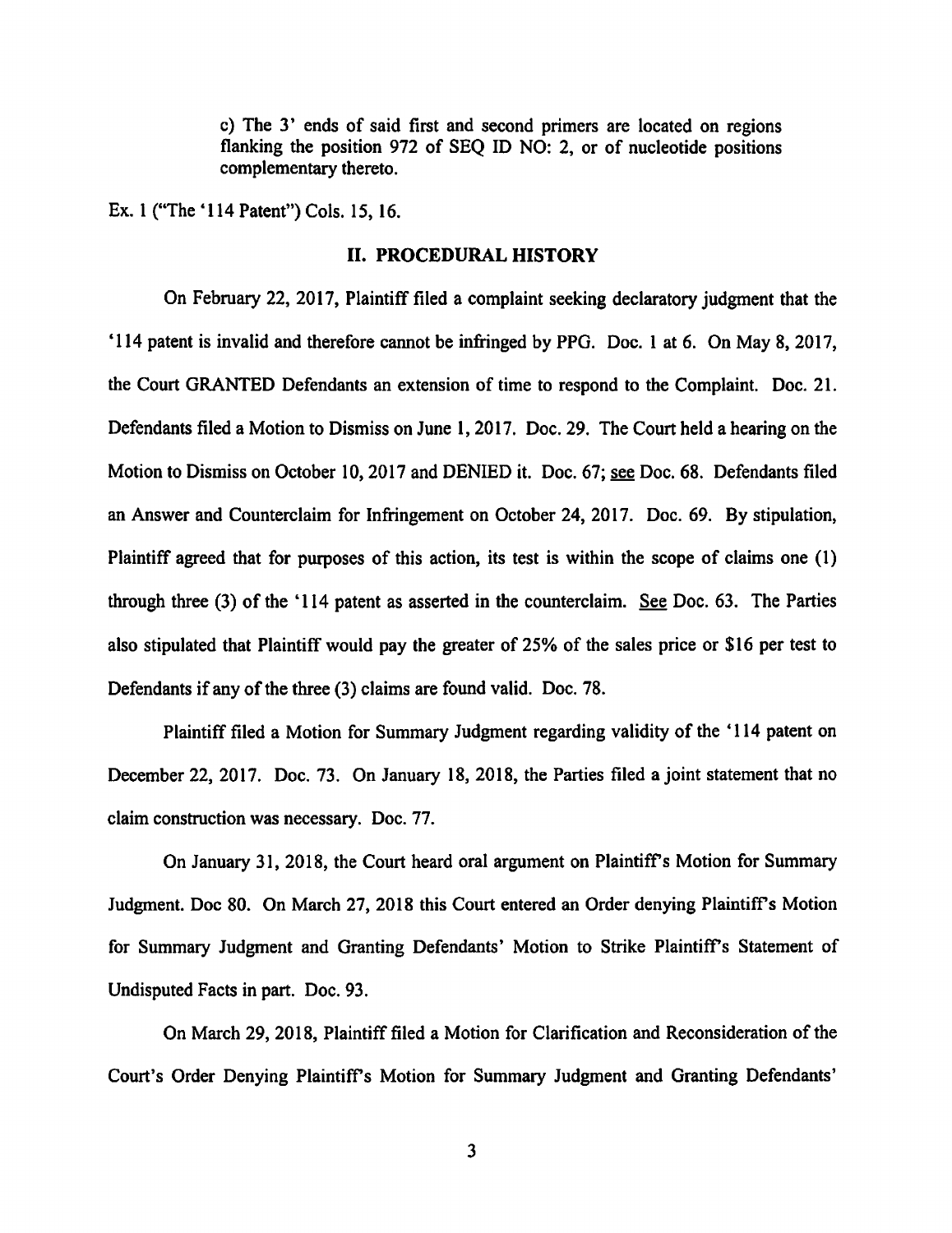> c) The 3' ends of said first and second primers are located on regions flanking the position 972 of SEQ ID NO: 2, or of nucleotide positions complementary thereto.

Ex. 1 ("The '114 Patent") Cols. 15, 16.

## II. PROCEDURAL HISTORY

On February 22, 2017, Plaintiff filed a complaint seeking declaratory judgment that the '114 patent is invalid and therefore cannot be infringed by PPG. Doc. 1 at 6. On May 8, 2017, the Court GRANTED Defendants an extension of time to respond to the Complaint. Doc. 21. Defendants filed a Motion to Dismiss on June 1, 2017. Doc. 29. The Court held a hearing on the Motion to Dismiss on October 10, 2017 and DENIED it. Doc. 67; see Doc. 68. Defendants filed an Answer and Counterclaim for Infringement on October 24, 2017. Doc. 69. By stipulation, Plaintiff agreed that for purposes of this action, its test is within the scope of claims one (1) through three (3) of the '114 patent as asserted in the counterclaim. See Doc. 63. The Parties also stipulated that Plaintiff would pay the greater of 25% of the sales price or $16 per test to Defendants if any of the three (3) claims are found valid. Doc. 78.

Plaintiff filed a Motion for Summary Judgment regarding validity of the '114 patent on December 22, 2017. Doc. 73. On January 18, 2018, the Parties filed a joint statement that no claim construction was necessary. Doc. 77.

On January 31, 2018, the Court heard oral argument on Plaintiff's Motion for Summary Judgment. Doc 80. On March 27, 2018 this Court entered an Order denying Plaintiff's Motion for Summary Judgment and Granting Defendants' Motion to Strike Plaintiff's Statement of Undisputed Facts in part. Doc. 93.

On March 29, 2018, Plaintiff filed a Motion for Clarification and Reconsideration of the Court's Order Denying Plaintiff's Motion for Summary Judgment and Granting Defendants'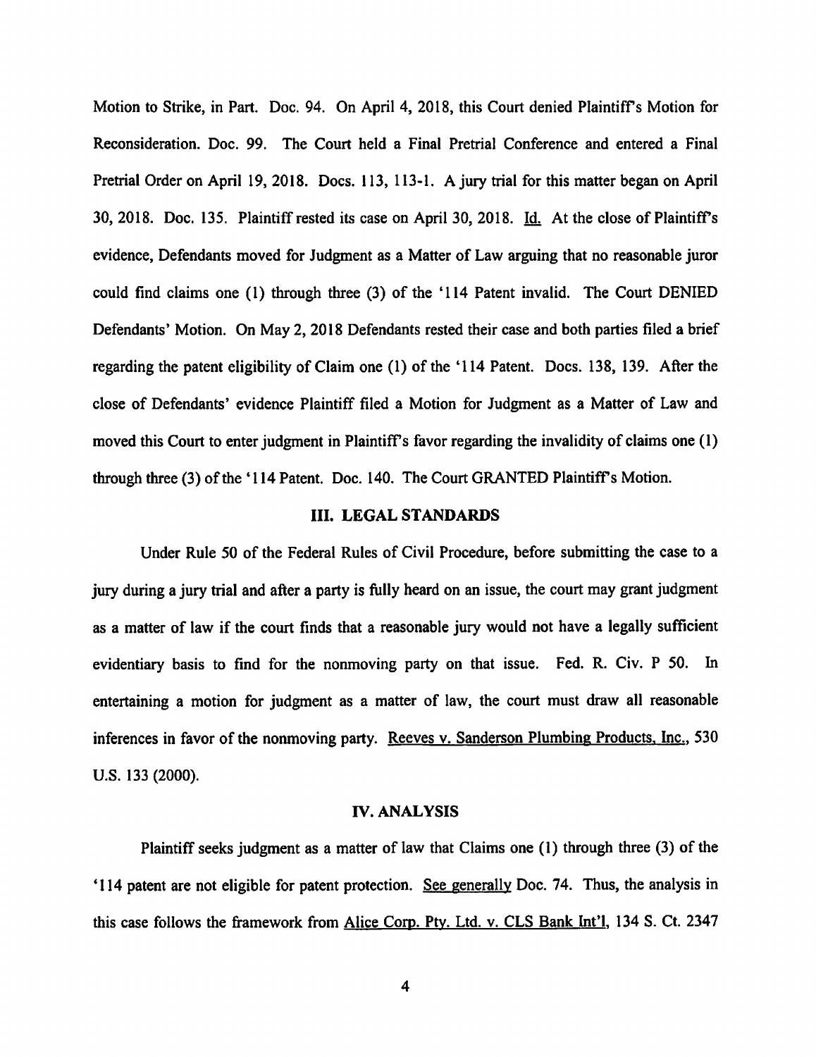Motion to Strike, in Part. Doc. 94. On April 4, 2018, this Court denied Plaintiff's Motion for Reconsideration. Doc. 99. The Court held a Final Pretrial Conference and entered a Final Pretrial Order on April 19, 2018. Docs. 113, 113-1. A jury trial for this matter began on April 30, 2018. Doc. 135. Plaintiff rested its case on April 30, 2018. Id. At the close of Plaintiff's evidence, Defendants moved for Judgment as a Matter of Law arguing that no reasonable juror could find claims one (1) through three (3) of the '114 Patent invalid. The Court DENIED Defendants' Motion. On May 2, 2018 Defendants rested their case and both parties filed a brief regarding the patent eligibility of Claim one (1) of the '114 Patent. Docs. 138, 139. After the close of Defendants' evidence Plaintiff filed a Motion for Judgment as a Matter of Law and moved this Court to enter judgment in Plaintiff's favor regarding the invalidity of claims one (1) through three (3) of the '114 Patent. Doc. 140. The Court GRANTED Plaintiff's Motion.

## III. LEGAL STANDARDS

Under Rule 50 of the Federal Rules of Civil Procedure, before submitting the case to a jury during a jury trial and after a party is fully heard on an issue, the court may grant judgment as a matter of law if the court finds that a reasonable jury would not have a legally sufficient evidentiary basis to find for the nonmoving party on that issue. Fed. R. Civ. P 50. In entertaining a motion for judgment as a matter of law, the court must draw all reasonable inferences in favor of the nonmoving party. Reeves v. Sanderson Plumbing Products, Inc., 530 U.S. 133 (2000).

## IV. ANALYSIS

Plaintiff seeks judgment as a matter of law that Claims one (1) through three (3) of the '114 patent are not eligible for patent protection. See generally Doc. 74. Thus, the analysis in this case follows the framework from Alice Corp. Pty. Ltd. v. CLS Bank Int'l, 134 S. Ct. 2347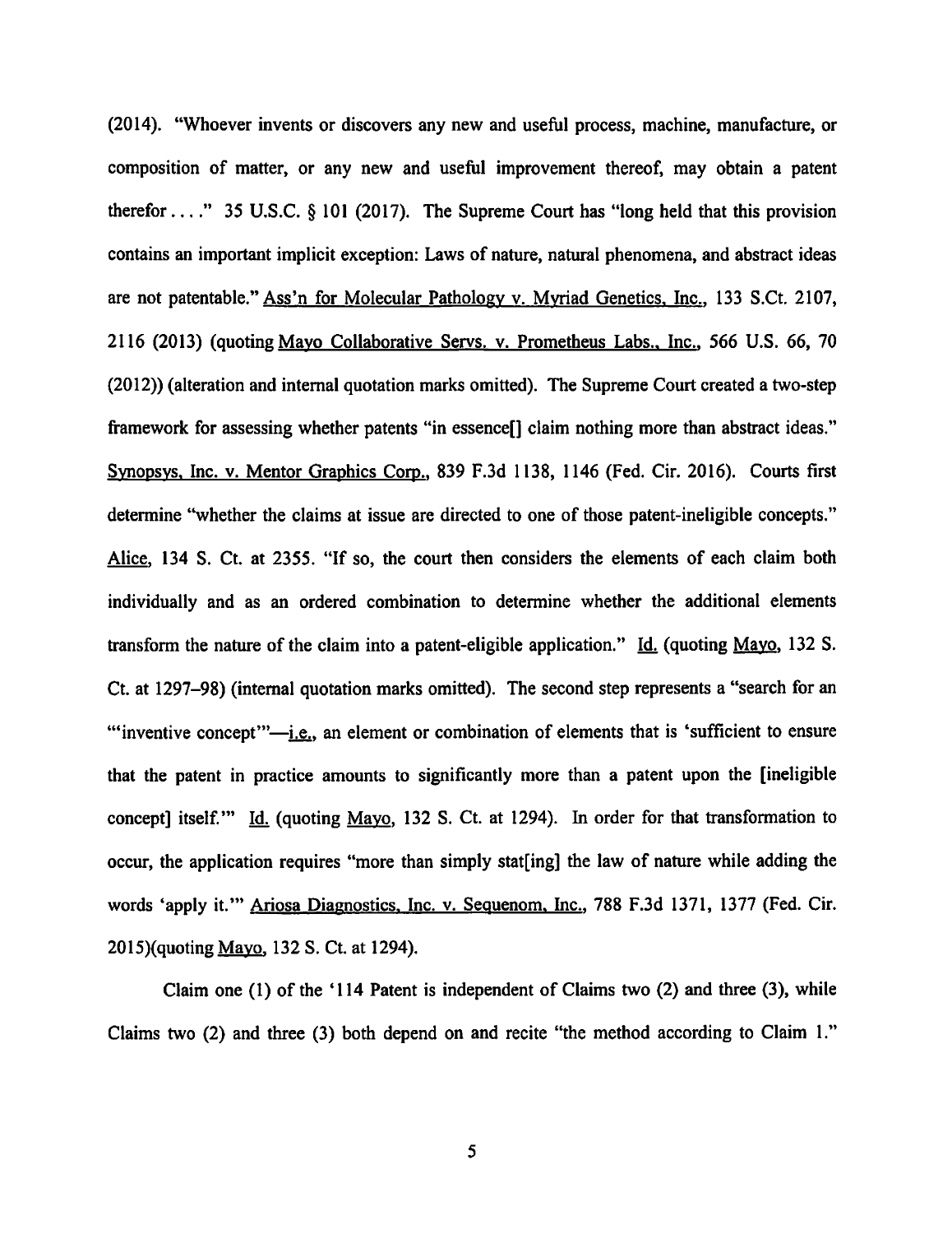(2014). "Whoever invents or discovers any new and useful process, machine, manufacture, or composition of matter, or any new and useful improvement thereof, may obtain a patent therefor . . . ." 35 U.S.C. § 101 (2017). The Supreme Court has "long held that this provision contains an important implicit exception: Laws of nature, natural phenomena, and abstract ideas are not patentable." Ass'n for Molecular Pathology v. Myriad Genetics, Inc., 133 S.Ct. 2107, 2116 (2013) (quoting Mayo Collaborative Servs. v. Prometheus Labs., Inc., 566 U.S. 66, 70 (2012)) (alteration and internal quotation marks omitted). The Supreme Court created a two-step framework for assessing whether patents "in essence[] claim nothing more than abstract ideas." Synopsys, Inc. v. Mentor Graphics Corp., 839 F.3d 1138, 1146 (Fed. Cir. 2016). Courts first determine "whether the claims at issue are directed to one of those patent-ineligible concepts." Alice, 134 S. Ct. at 2355. "If so, the court then considers the elements of each claim both individually and as an ordered combination to determine whether the additional elements transform the nature of the claim into a patent-eligible application." Id. (quoting Mayo, 132 S. Ct. at 1297–98) (internal quotation marks omitted). The second step represents a "search for an '"inventive concept"'—i.e., an element or combination of elements that is 'sufficient to ensure that the patent in practice amounts to significantly more than a patent upon the [ineligible concept] itself.'" Id. (quoting Mayo, 132 S. Ct. at 1294). In order for that transformation to occur, the application requires "more than simply stat[ing] the law of nature while adding the words 'apply it.'" Ariosa Diagnostics, Inc. v. Sequenom, Inc., 788 F.3d 1371, 1377 (Fed. Cir. 2015)(quoting Mayo, 132 S. Ct. at 1294).

Claim one (1) of the '114 Patent is independent of Claims two (2) and three (3), while Claims two (2) and three (3) both depend on and recite "the method according to Claim 1."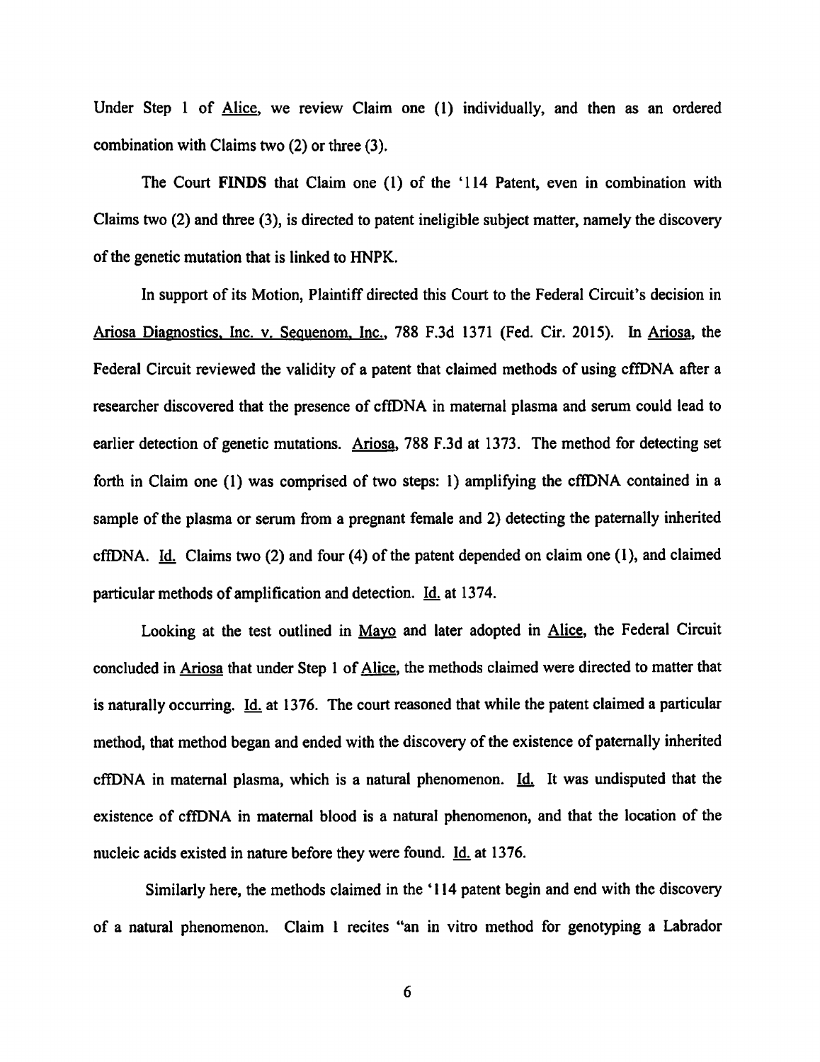Under Step 1 of Alice, we review Claim one (1) individually, and then as an ordered combination with Claims two (2) or three (3).

The Court **FINDS** that Claim one (1) of the '114 Patent, even in combination with Claims two (2) and three (3), is directed to patent ineligible subject matter, namely the discovery of the genetic mutation that is linked to HNPK.

In support of its Motion, Plaintiff directed this Court to the Federal Circuit's decision in Ariosa Diagnostics, Inc. v. Sequenom, Inc., 788 F.3d 1371 (Fed. Cir. 2015). In Ariosa, the Federal Circuit reviewed the validity of a patent that claimed methods of using cffDNA after a researcher discovered that the presence of cffDNA in maternal plasma and serum could lead to earlier detection of genetic mutations. Ariosa, 788 F.3d at 1373. The method for detecting set forth in Claim one (1) was comprised of two steps: 1) amplifying the cffDNA contained in a sample of the plasma or serum from a pregnant female and 2) detecting the paternally inherited cffDNA. Id. Claims two (2) and four (4) of the patent depended on claim one (1), and claimed particular methods of amplification and detection. Id. at 1374.

Looking at the test outlined in Mayo and later adopted in Alice, the Federal Circuit concluded in Ariosa that under Step 1 of Alice, the methods claimed were directed to matter that is naturally occurring. Id. at 1376. The court reasoned that while the patent claimed a particular method, that method began and ended with the discovery of the existence of paternally inherited cffDNA in maternal plasma, which is a natural phenomenon. Id. It was undisputed that the existence of cffDNA in maternal blood is a natural phenomenon, and that the location of the nucleic acids existed in nature before they were found. Id. at 1376.

Similarly here, the methods claimed in the '114 patent begin and end with the discovery of a natural phenomenon. Claim 1 recites "an in vitro method for genotyping a Labrador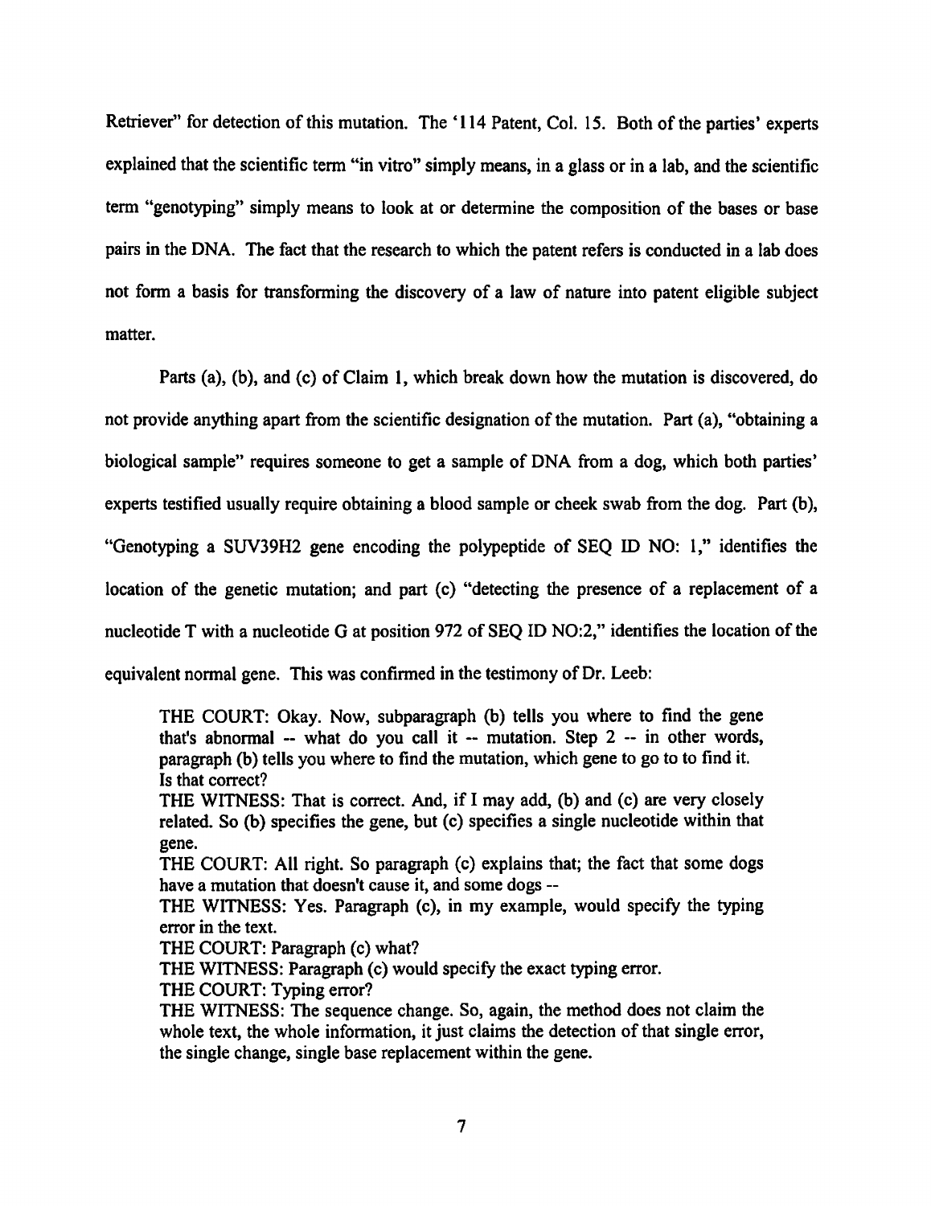Retriever" for detection of this mutation. The '114 Patent, Col. 15. Both of the parties' experts explained that the scientific term "in vitro" simply means, in a glass or in a lab, and the scientific term "genotyping" simply means to look at or determine the composition of the bases or base pairs in the DNA. The fact that the research to which the patent refers is conducted in a lab does not form a basis for transforming the discovery of a law of nature into patent eligible subject matter.

Parts (a), (b), and (c) of Claim 1, which break down how the mutation is discovered, do not provide anything apart from the scientific designation of the mutation. Part (a), "obtaining a biological sample" requires someone to get a sample of DNA from a dog, which both parties' experts testified usually require obtaining a blood sample or cheek swab from the dog. Part (b), "Genotyping a SUV39H2 gene encoding the polypeptide of SEQ ID NO: 1," identifies the location of the genetic mutation; and part (c) "detecting the presence of a replacement of a nucleotide T with a nucleotide G at position 972 of SEQ ID NO:2," identifies the location of the equivalent normal gene. This was confirmed in the testimony of Dr. Leeb:

> THE COURT: Okay. Now, subparagraph (b) tells you where to find the gene that's abnormal -- what do you call it -- mutation. Step 2 -- in other words, paragraph (b) tells you where to find the mutation, which gene to go to to find it. Is that correct?
> THE WITNESS: That is correct. And, if I may add, (b) and (c) are very closely related. So (b) specifies the gene, but (c) specifies a single nucleotide within that gene.
> THE COURT: All right. So paragraph (c) explains that; the fact that some dogs have a mutation that doesn't cause it, and some dogs --
> THE WITNESS: Yes. Paragraph (c), in my example, would specify the typing error in the text.
> THE COURT: Paragraph (c) what?
> THE WITNESS: Paragraph (c) would specify the exact typing error.
> THE COURT: Typing error?
> THE WITNESS: The sequence change. So, again, the method does not claim the whole text, the whole information, it just claims the detection of that single error, the single change, single base replacement within the gene.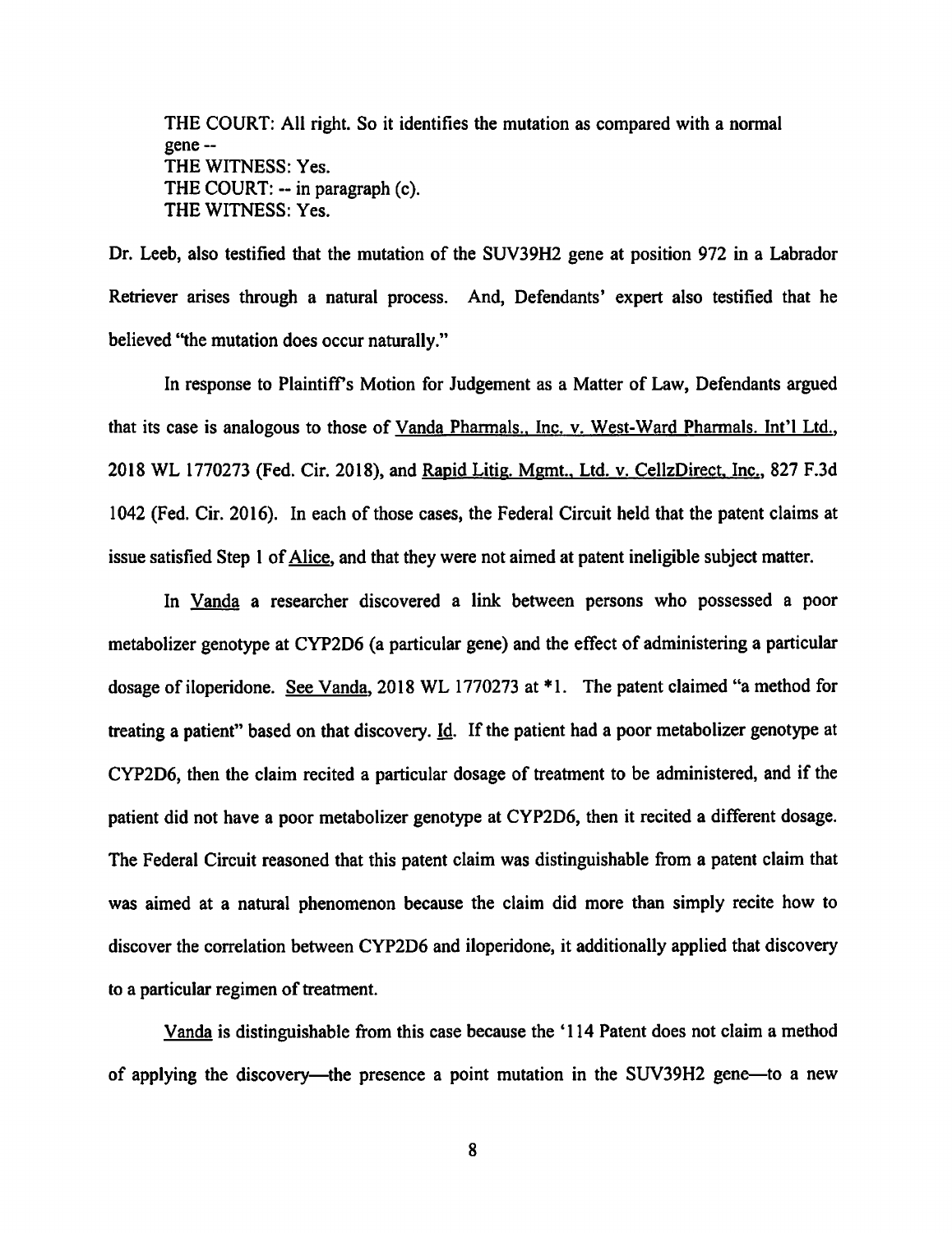THE COURT: All right. So it identifies the mutation as compared with a normal gene --
THE WITNESS: Yes.
THE COURT: -- in paragraph (c).
THE WITNESS: Yes.

Dr. Leeb, also testified that the mutation of the SUV39H2 gene at position 972 in a Labrador Retriever arises through a natural process. And, Defendants' expert also testified that he believed "the mutation does occur naturally."

In response to Plaintiff's Motion for Judgement as a Matter of Law, Defendants argued that its case is analogous to those of Vanda Pharmals., Inc. v. West-Ward Pharmals. Int'l Ltd., 2018 WL 1770273 (Fed. Cir. 2018), and Rapid Litig. Mgmt., Ltd. v. CellzDirect, Inc., 827 F.3d 1042 (Fed. Cir. 2016). In each of those cases, the Federal Circuit held that the patent claims at issue satisfied Step 1 of Alice, and that they were not aimed at patent ineligible subject matter.

In Vanda a researcher discovered a link between persons who possessed a poor metabolizer genotype at CYP2D6 (a particular gene) and the effect of administering a particular dosage of iloperidone. See Vanda, 2018 WL 1770273 at *1. The patent claimed "a method for treating a patient" based on that discovery. Id. If the patient had a poor metabolizer genotype at CYP2D6, then the claim recited a particular dosage of treatment to be administered, and if the patient did not have a poor metabolizer genotype at CYP2D6, then it recited a different dosage. The Federal Circuit reasoned that this patent claim was distinguishable from a patent claim that was aimed at a natural phenomenon because the claim did more than simply recite how to discover the correlation between CYP2D6 and iloperidone, it additionally applied that discovery to a particular regimen of treatment.

Vanda is distinguishable from this case because the '114 Patent does not claim a method of applying the discovery—the presence a point mutation in the SUV39H2 gene—to a new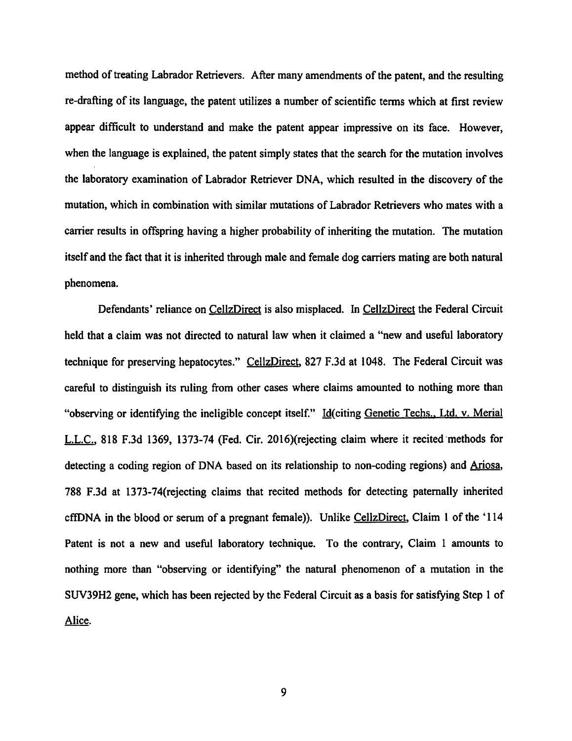method of treating Labrador Retrievers. After many amendments of the patent, and the resulting re-drafting of its language, the patent utilizes a number of scientific terms which at first review appear difficult to understand and make the patent appear impressive on its face. However, when the language is explained, the patent simply states that the search for the mutation involves the laboratory examination of Labrador Retriever DNA, which resulted in the discovery of the mutation, which in combination with similar mutations of Labrador Retrievers who mates with a carrier results in offspring having a higher probability of inheriting the mutation. The mutation itself and the fact that it is inherited through male and female dog carriers mating are both natural phenomena.

Defendants' reliance on CellzDirect is also misplaced. In CellzDirect the Federal Circuit held that a claim was not directed to natural law when it claimed a "new and useful laboratory technique for preserving hepatocytes." CellzDirect, 827 F.3d at 1048. The Federal Circuit was careful to distinguish its ruling from other cases where claims amounted to nothing more than "observing or identifying the ineligible concept itself." Id(citing Genetic Techs., Ltd. v. Merial L.L.C., 818 F.3d 1369, 1373-74 (Fed. Cir. 2016)(rejecting claim where it recited methods for detecting a coding region of DNA based on its relationship to non-coding regions) and Ariosa, 788 F.3d at 1373-74(rejecting claims that recited methods for detecting paternally inherited cffDNA in the blood or serum of a pregnant female)). Unlike CellzDirect, Claim 1 of the '114 Patent is not a new and useful laboratory technique. To the contrary, Claim 1 amounts to nothing more than "observing or identifying" the natural phenomenon of a mutation in the SUV39H2 gene, which has been rejected by the Federal Circuit as a basis for satisfying Step 1 of Alice.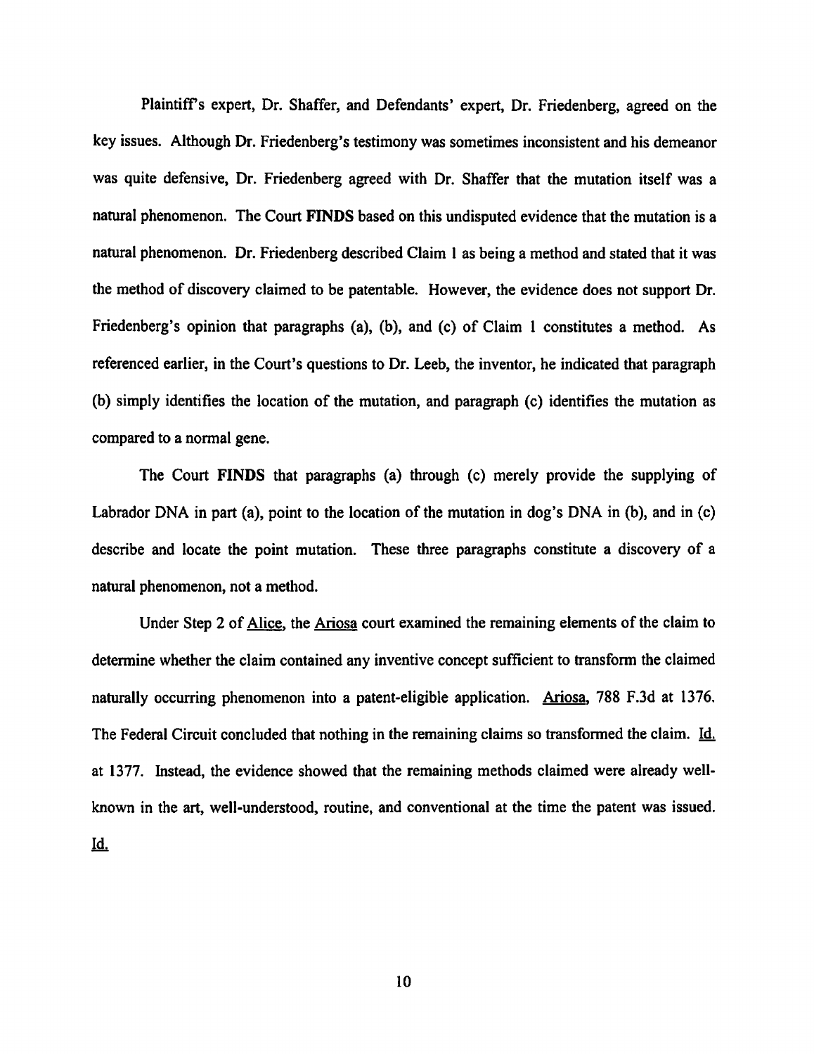Plaintiff's expert, Dr. Shaffer, and Defendants' expert, Dr. Friedenberg, agreed on the key issues. Although Dr. Friedenberg's testimony was sometimes inconsistent and his demeanor was quite defensive, Dr. Friedenberg agreed with Dr. Shaffer that the mutation itself was a natural phenomenon. The Court **FINDS** based on this undisputed evidence that the mutation is a natural phenomenon. Dr. Friedenberg described Claim 1 as being a method and stated that it was the method of discovery claimed to be patentable. However, the evidence does not support Dr. Friedenberg's opinion that paragraphs (a), (b), and (c) of Claim 1 constitutes a method. As referenced earlier, in the Court's questions to Dr. Leeb, the inventor, he indicated that paragraph (b) simply identifies the location of the mutation, and paragraph (c) identifies the mutation as compared to a normal gene.

The Court **FINDS** that paragraphs (a) through (c) merely provide the supplying of Labrador DNA in part (a), point to the location of the mutation in dog's DNA in (b), and in (c) describe and locate the point mutation. These three paragraphs constitute a discovery of a natural phenomenon, not a method.

Under Step 2 of Alice, the Ariosa court examined the remaining elements of the claim to determine whether the claim contained any inventive concept sufficient to transform the claimed naturally occurring phenomenon into a patent-eligible application. Ariosa, 788 F.3d at 1376. The Federal Circuit concluded that nothing in the remaining claims so transformed the claim. Id. at 1377. Instead, the evidence showed that the remaining methods claimed were already well-known in the art, well-understood, routine, and conventional at the time the patent was issued. Id.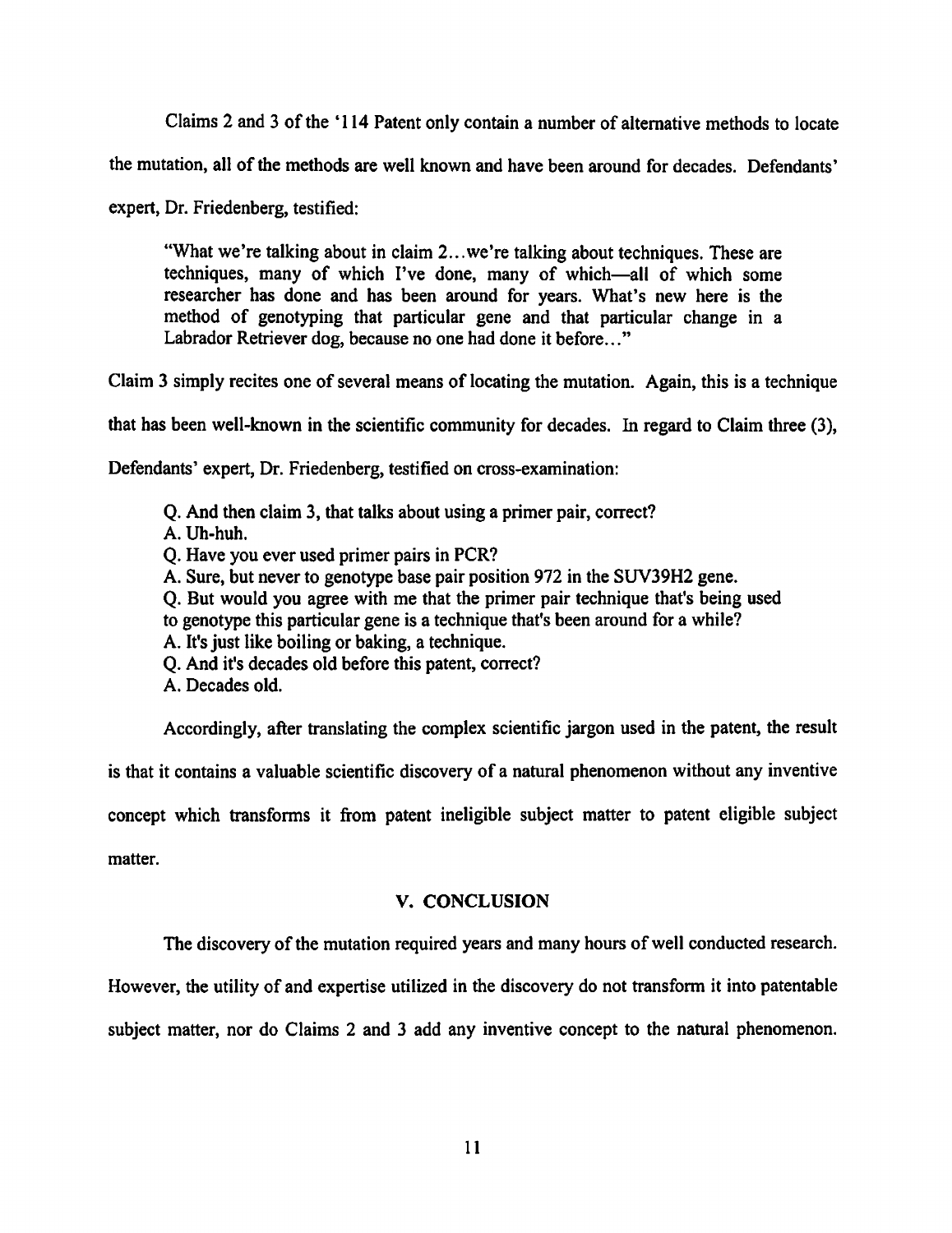Claims 2 and 3 of the '114 Patent only contain a number of alternative methods to locate the mutation, all of the methods are well known and have been around for decades. Defendants' expert, Dr. Friedenberg, testified:

> "What we're talking about in claim 2...we're talking about techniques. These are techniques, many of which I've done, many of which—all of which some researcher has done and has been around for years. What's new here is the method of genotyping that particular gene and that particular change in a Labrador Retriever dog, because no one had done it before..."

Claim 3 simply recites one of several means of locating the mutation. Again, this is a technique that has been well-known in the scientific community for decades. In regard to Claim three (3), Defendants' expert, Dr. Friedenberg, testified on cross-examination:

> Q. And then claim 3, that talks about using a primer pair, correct?
> A. Uh-huh.
> Q. Have you ever used primer pairs in PCR?
> A. Sure, but never to genotype base pair position 972 in the SUV39H2 gene.
> Q. But would you agree with me that the primer pair technique that's being used to genotype this particular gene is a technique that's been around for a while?
> A. It's just like boiling or baking, a technique.
> Q. And it's decades old before this patent, correct?
> A. Decades old.

Accordingly, after translating the complex scientific jargon used in the patent, the result is that it contains a valuable scientific discovery of a natural phenomenon without any inventive concept which transforms it from patent ineligible subject matter to patent eligible subject matter.

## V. CONCLUSION

The discovery of the mutation required years and many hours of well conducted research. However, the utility of and expertise utilized in the discovery do not transform it into patentable subject matter, nor do Claims 2 and 3 add any inventive concept to the natural phenomenon.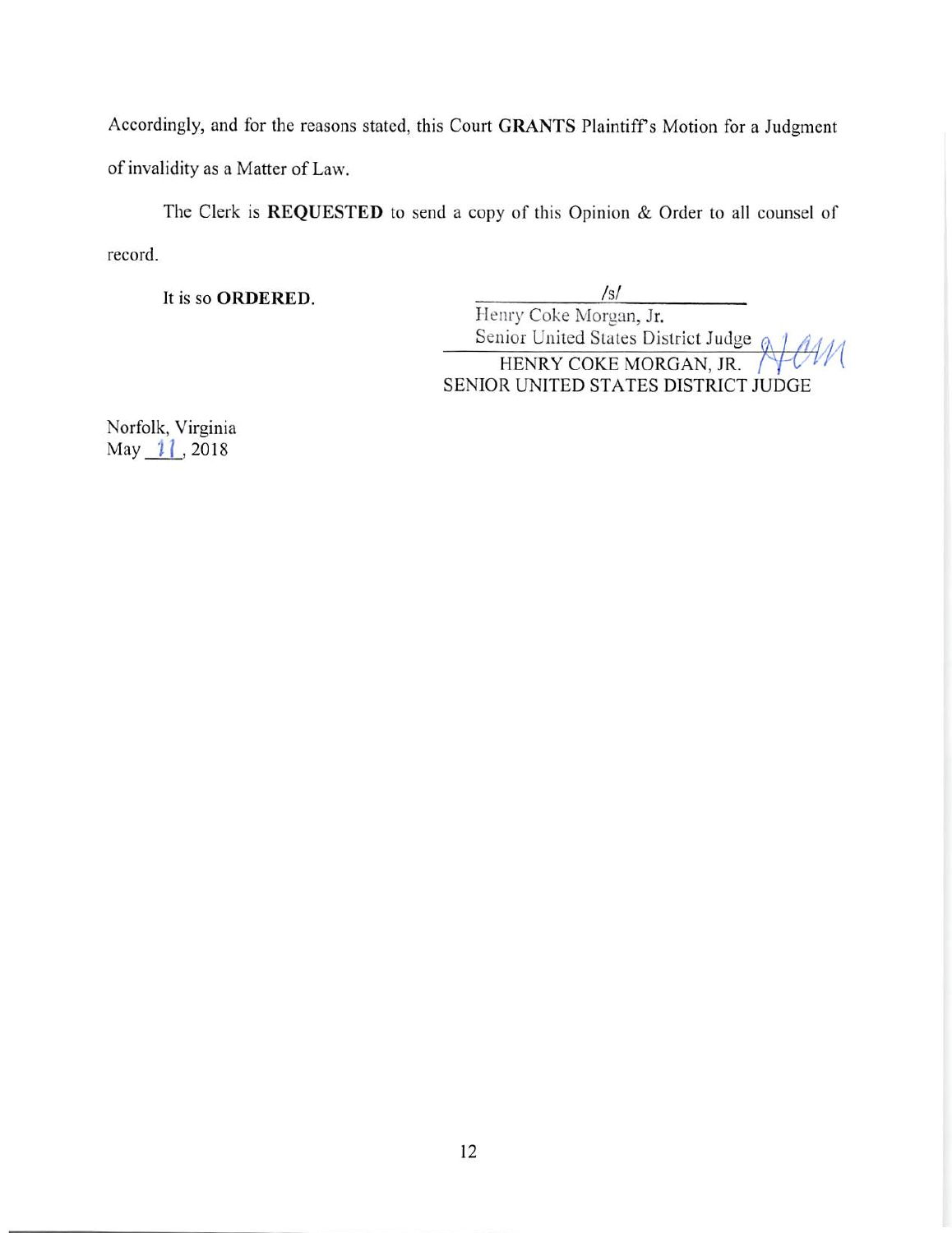Accordingly, and for the reasons stated, this Court **GRANTS** Plaintiff's Motion for a Judgment of invalidity as a Matter of Law.

The Clerk is **REQUESTED** to send a copy of this Opinion & Order to all counsel of record.

It is so **ORDERED**.

/s/
Henry Coke Morgan, Jr.
Senior United States District Judge

HENRY COKE MORGAN, JR.
SENIOR UNITED STATES DISTRICT JUDGE

Norfolk, Virginia
May 11, 2018